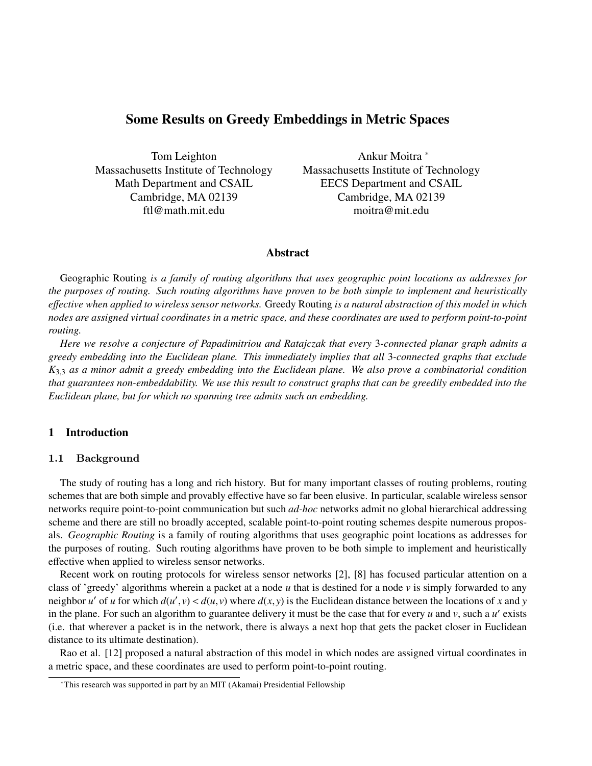# Some Results on Greedy Embeddings in Metric Spaces

Tom Leighton
Massachusetts Institute of Technology
Math Department and CSAIL
Cambridge, MA 02139
ftl@math.mit.edu

Ankur Moitra *
Massachusetts Institute of Technology
EECS Department and CSAIL
Cambridge, MA 02139
moitra@mit.edu

## Abstract

Geographic Routing *is a family of routing algorithms that uses geographic point locations as addresses for the purposes of routing. Such routing algorithms have proven to be both simple to implement and heuristically effective when applied to wireless sensor networks.* Greedy Routing *is a natural abstraction of this model in which nodes are assigned virtual coordinates in a metric space, and these coordinates are used to perform point-to-point routing.*

*Here we resolve a conjecture of Papadimitriou and Ratajczak that every* 3*-connected planar graph admits a greedy embedding into the Euclidean plane. This immediately implies that all* 3*-connected graphs that exclude* $K_{3,3}$ *as a minor admit a greedy embedding into the Euclidean plane. We also prove a combinatorial condition that guarantees non-embeddability. We use this result to construct graphs that can be greedily embedded into the Euclidean plane, but for which no spanning tree admits such an embedding.*

## 1 Introduction

### 1.1 Background

The study of routing has a long and rich history. But for many important classes of routing problems, routing schemes that are both simple and provably effective have so far been elusive. In particular, scalable wireless sensor networks require point-to-point communication but such *ad-hoc* networks admit no global hierarchical addressing scheme and there are still no broadly accepted, scalable point-to-point routing schemes despite numerous proposals. *Geographic Routing* is a family of routing algorithms that uses geographic point locations as addresses for the purposes of routing. Such routing algorithms have proven to be both simple to implement and heuristically effective when applied to wireless sensor networks.

Recent work on routing protocols for wireless sensor networks [2], [8] has focused particular attention on a class of 'greedy' algorithms wherein a packet at a node $u$ that is destined for a node $v$ is simply forwarded to any neighbor $u'$ of $u$ for which $d(u', v) < d(u, v)$ where $d(x, y)$ is the Euclidean distance between the locations of $x$ and $y$ in the plane. For such an algorithm to guarantee delivery it must be the case that for every $u$ and $v$, such a $u'$ exists (i.e. that wherever a packet is in the network, there is always a next hop that gets the packet closer in Euclidean distance to its ultimate destination).

Rao et al. [12] proposed a natural abstraction of this model in which nodes are assigned virtual coordinates in a metric space, and these coordinates are used to perform point-to-point routing.

*This research was supported in part by an MIT (Akamai) Presidential Fellowship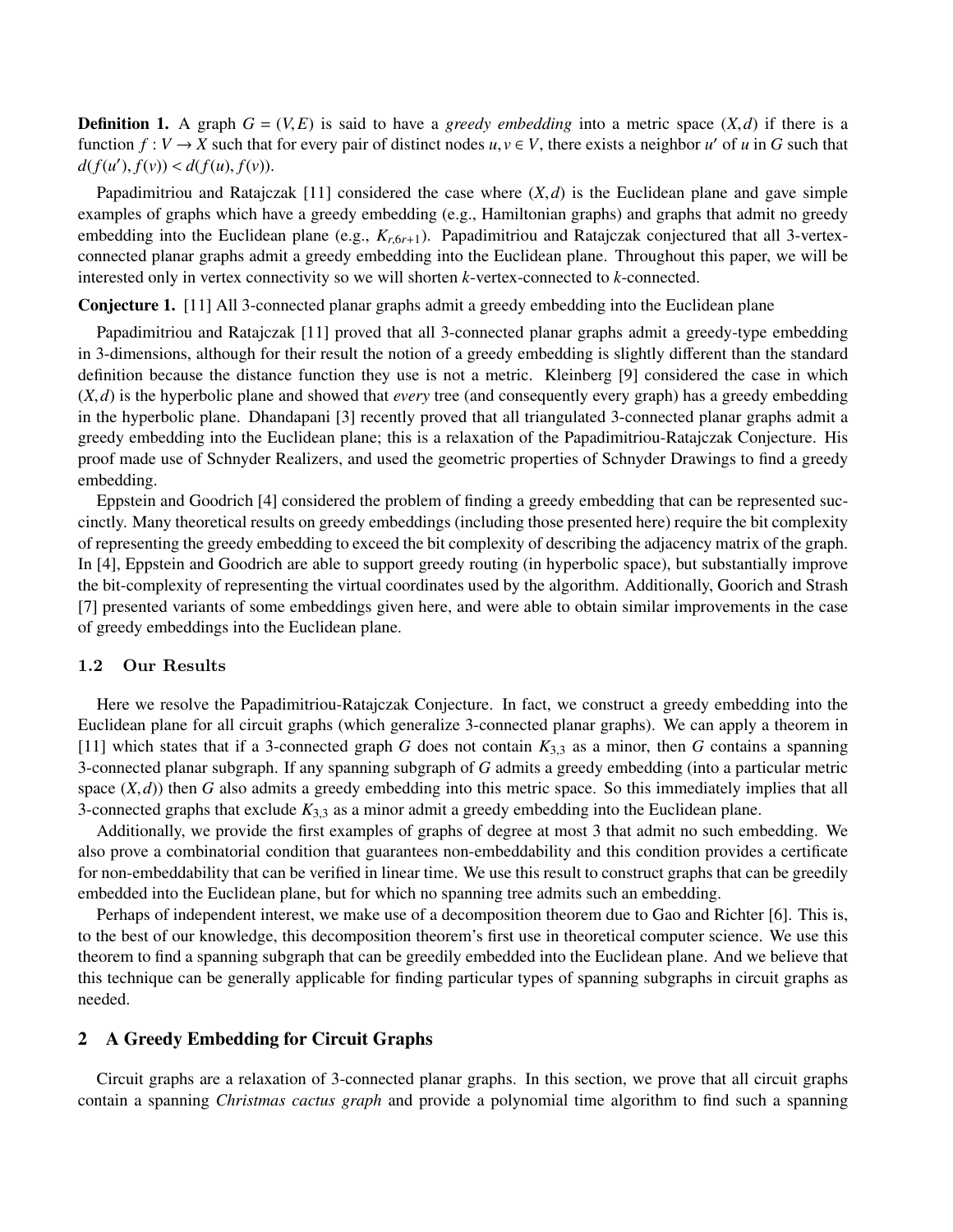**Definition 1.** A graph $G = (V, E)$ is said to have a *greedy embedding* into a metric space $(X, d)$ if there is a function $f : V \to X$ such that for every pair of distinct nodes $u, v \in V$, there exists a neighbor $u'$ of $u$ in $G$ such that $d(f(u'), f(v)) < d(f(u), f(v))$.

Papadimitriou and Ratajczak [11] considered the case where $(X, d)$ is the Euclidean plane and gave simple examples of graphs which have a greedy embedding (e.g., Hamiltonian graphs) and graphs that admit no greedy embedding into the Euclidean plane (e.g., $K_{r,6r+1}$). Papadimitriou and Ratajczak conjectured that all 3-vertex-connected planar graphs admit a greedy embedding into the Euclidean plane. Throughout this paper, we will be interested only in vertex connectivity so we will shorten *k*-vertex-connected to *k*-connected.

**Conjecture 1.** [11] All 3-connected planar graphs admit a greedy embedding into the Euclidean plane

Papadimitriou and Ratajczak [11] proved that all 3-connected planar graphs admit a greedy-type embedding in 3-dimensions, although for their result the notion of a greedy embedding is slightly different than the standard definition because the distance function they use is not a metric. Kleinberg [9] considered the case in which $(X, d)$ is the hyperbolic plane and showed that *every* tree (and consequently every graph) has a greedy embedding in the hyperbolic plane. Dhandapani [3] recently proved that all triangulated 3-connected planar graphs admit a greedy embedding into the Euclidean plane; this is a relaxation of the Papadimitriou-Ratajczak Conjecture. His proof made use of Schnyder Realizers, and used the geometric properties of Schnyder Drawings to find a greedy embedding.

Eppstein and Goodrich [4] considered the problem of finding a greedy embedding that can be represented succinctly. Many theoretical results on greedy embeddings (including those presented here) require the bit complexity of representing the greedy embedding to exceed the bit complexity of describing the adjacency matrix of the graph. In [4], Eppstein and Goodrich are able to support greedy routing (in hyperbolic space), but substantially improve the bit-complexity of representing the virtual coordinates used by the algorithm. Additionally, Goorich and Strash [7] presented variants of some embeddings given here, and were able to obtain similar improvements in the case of greedy embeddings into the Euclidean plane.

### 1.2 Our Results

Here we resolve the Papadimitriou-Ratajczak Conjecture. In fact, we construct a greedy embedding into the Euclidean plane for all circuit graphs (which generalize 3-connected planar graphs). We can apply a theorem in [11] which states that if a 3-connected graph $G$ does not contain $K_{3,3}$ as a minor, then $G$ contains a spanning 3-connected planar subgraph. If any spanning subgraph of $G$ admits a greedy embedding (into a particular metric space $(X, d)$) then $G$ also admits a greedy embedding into this metric space. So this immediately implies that all 3-connected graphs that exclude $K_{3,3}$ as a minor admit a greedy embedding into the Euclidean plane.

Additionally, we provide the first examples of graphs of degree at most 3 that admit no such embedding. We also prove a combinatorial condition that guarantees non-embeddability and this condition provides a certificate for non-embeddability that can be verified in linear time. We use this result to construct graphs that can be greedily embedded into the Euclidean plane, but for which no spanning tree admits such an embedding.

Perhaps of independent interest, we make use of a decomposition theorem due to Gao and Richter [6]. This is, to the best of our knowledge, this decomposition theorem's first use in theoretical computer science. We use this theorem to find a spanning subgraph that can be greedily embedded into the Euclidean plane. And we believe that this technique can be generally applicable for finding particular types of spanning subgraphs in circuit graphs as needed.

## 2 A Greedy Embedding for Circuit Graphs

Circuit graphs are a relaxation of 3-connected planar graphs. In this section, we prove that all circuit graphs contain a spanning *Christmas cactus graph* and provide a polynomial time algorithm to find such a spanning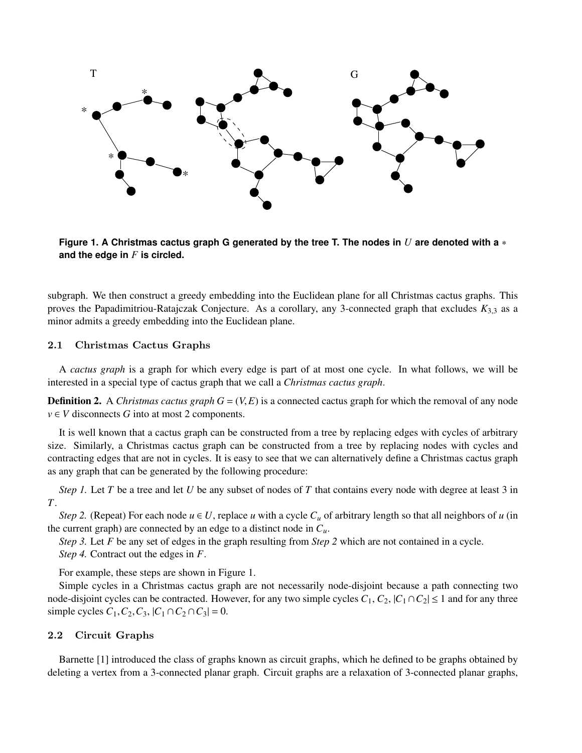**Figure 1. A Christmas cactus graph G generated by the tree T. The nodes in $U$ are denoted with a $*$ and the edge in $F$ is circled.**

subgraph. We then construct a greedy embedding into the Euclidean plane for all Christmas cactus graphs. This proves the Papadimitriou-Ratajczak Conjecture. As a corollary, any 3-connected graph that excludes $K_{3,3}$ as a minor admits a greedy embedding into the Euclidean plane.

### 2.1 Christmas Cactus Graphs

A *cactus graph* is a graph for which every edge is part of at most one cycle. In what follows, we will be interested in a special type of cactus graph that we call a *Christmas cactus graph*.

**Definition 2.** A *Christmas cactus graph* $G = (V, E)$ is a connected cactus graph for which the removal of any node $v \in V$ disconnects $G$ into at most 2 components.

It is well known that a cactus graph can be constructed from a tree by replacing edges with cycles of arbitrary size. Similarly, a Christmas cactus graph can be constructed from a tree by replacing nodes with cycles and contracting edges that are not in cycles. It is easy to see that we can alternatively define a Christmas cactus graph as any graph that can be generated by the following procedure:

*Step 1.* Let $T$ be a tree and let $U$ be any subset of nodes of $T$ that contains every node with degree at least 3 in $T$.

*Step 2.* (Repeat) For each node $u \in U$, replace $u$ with a cycle $C_u$ of arbitrary length so that all neighbors of $u$ (in the current graph) are connected by an edge to a distinct node in $C_u$.

*Step 3.* Let $F$ be any set of edges in the graph resulting from *Step 2* which are not contained in a cycle.

*Step 4.* Contract out the edges in $F$.

For example, these steps are shown in Figure 1.

Simple cycles in a Christmas cactus graph are not necessarily node-disjoint because a path connecting two node-disjoint cycles can be contracted. However, for any two simple cycles $C_1$, $C_2$, $|C_1 \cap C_2| \leq 1$ and for any three simple cycles $C_1, C_2, C_3$, $|C_1 \cap C_2 \cap C_3| = 0$.

### 2.2 Circuit Graphs

Barnette [1] introduced the class of graphs known as circuit graphs, which he defined to be graphs obtained by deleting a vertex from a 3-connected planar graph. Circuit graphs are a relaxation of 3-connected planar graphs,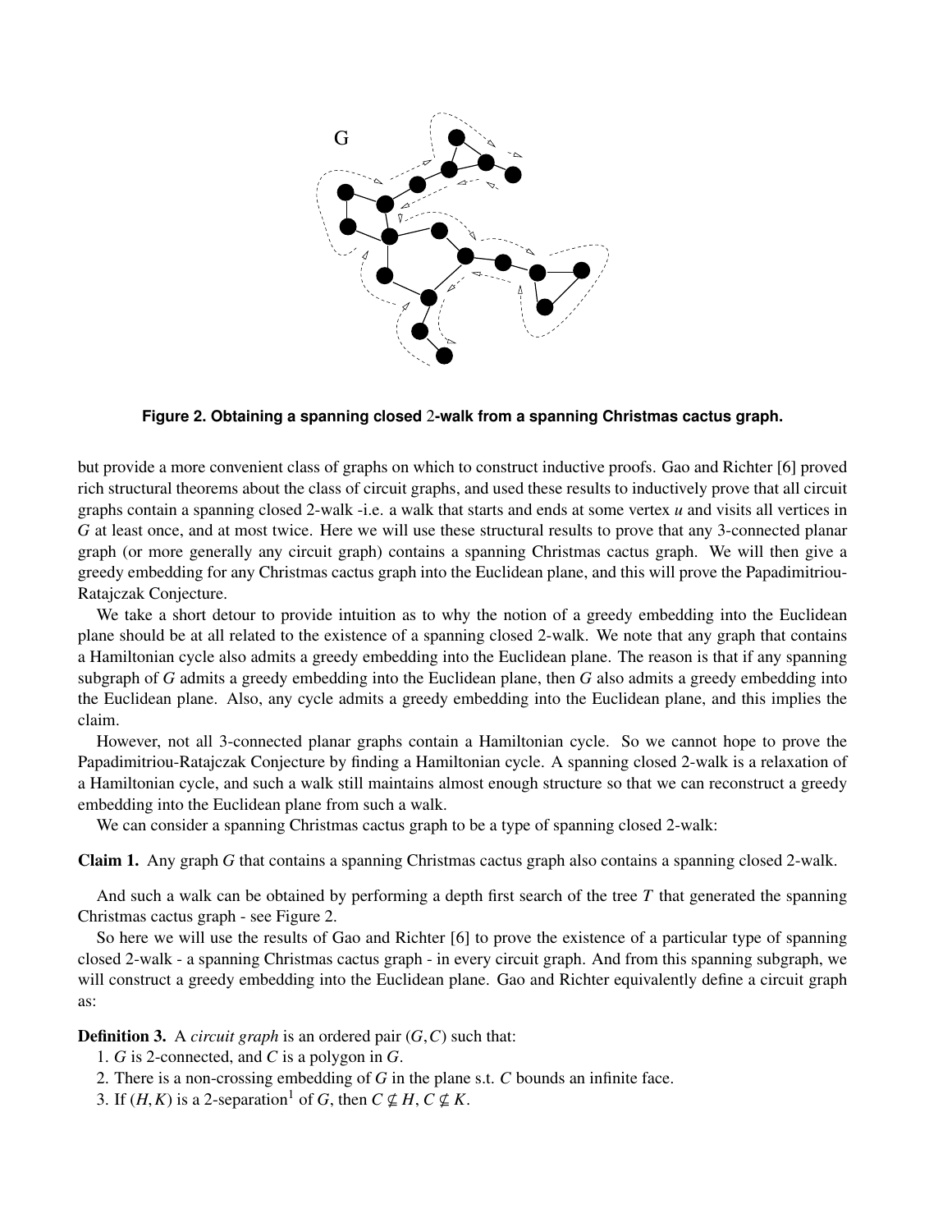**Figure 2. Obtaining a spanning closed 2-walk from a spanning Christmas cactus graph.**

but provide a more convenient class of graphs on which to construct inductive proofs. Gao and Richter [6] proved rich structural theorems about the class of circuit graphs, and used these results to inductively prove that all circuit graphs contain a spanning closed 2-walk -i.e. a walk that starts and ends at some vertex $u$ and visits all vertices in $G$ at least once, and at most twice. Here we will use these structural results to prove that any 3-connected planar graph (or more generally any circuit graph) contains a spanning Christmas cactus graph. We will then give a greedy embedding for any Christmas cactus graph into the Euclidean plane, and this will prove the Papadimitriou-Ratajczak Conjecture.

We take a short detour to provide intuition as to why the notion of a greedy embedding into the Euclidean plane should be at all related to the existence of a spanning closed 2-walk. We note that any graph that contains a Hamiltonian cycle also admits a greedy embedding into the Euclidean plane. The reason is that if any spanning subgraph of $G$ admits a greedy embedding into the Euclidean plane, then $G$ also admits a greedy embedding into the Euclidean plane. Also, any cycle admits a greedy embedding into the Euclidean plane, and this implies the claim.

However, not all 3-connected planar graphs contain a Hamiltonian cycle. So we cannot hope to prove the Papadimitriou-Ratajczak Conjecture by finding a Hamiltonian cycle. A spanning closed 2-walk is a relaxation of a Hamiltonian cycle, and such a walk still maintains almost enough structure so that we can reconstruct a greedy embedding into the Euclidean plane from such a walk.

We can consider a spanning Christmas cactus graph to be a type of spanning closed 2-walk:

**Claim 1.** Any graph $G$ that contains a spanning Christmas cactus graph also contains a spanning closed 2-walk.

And such a walk can be obtained by performing a depth first search of the tree $T$ that generated the spanning Christmas cactus graph - see Figure 2.

So here we will use the results of Gao and Richter [6] to prove the existence of a particular type of spanning closed 2-walk - a spanning Christmas cactus graph - in every circuit graph. And from this spanning subgraph, we will construct a greedy embedding into the Euclidean plane. Gao and Richter equivalently define a circuit graph as:

**Definition 3.** A *circuit graph* is an ordered pair $(G,C)$ such that:

1. $G$ is 2-connected, and $C$ is a polygon in $G$.
2. There is a non-crossing embedding of $G$ in the plane s.t. $C$ bounds an infinite face.
3. If $(H,K)$ is a 2-separation[1] of $G$, then $C \nsubseteq H$, $C \nsubseteq K$.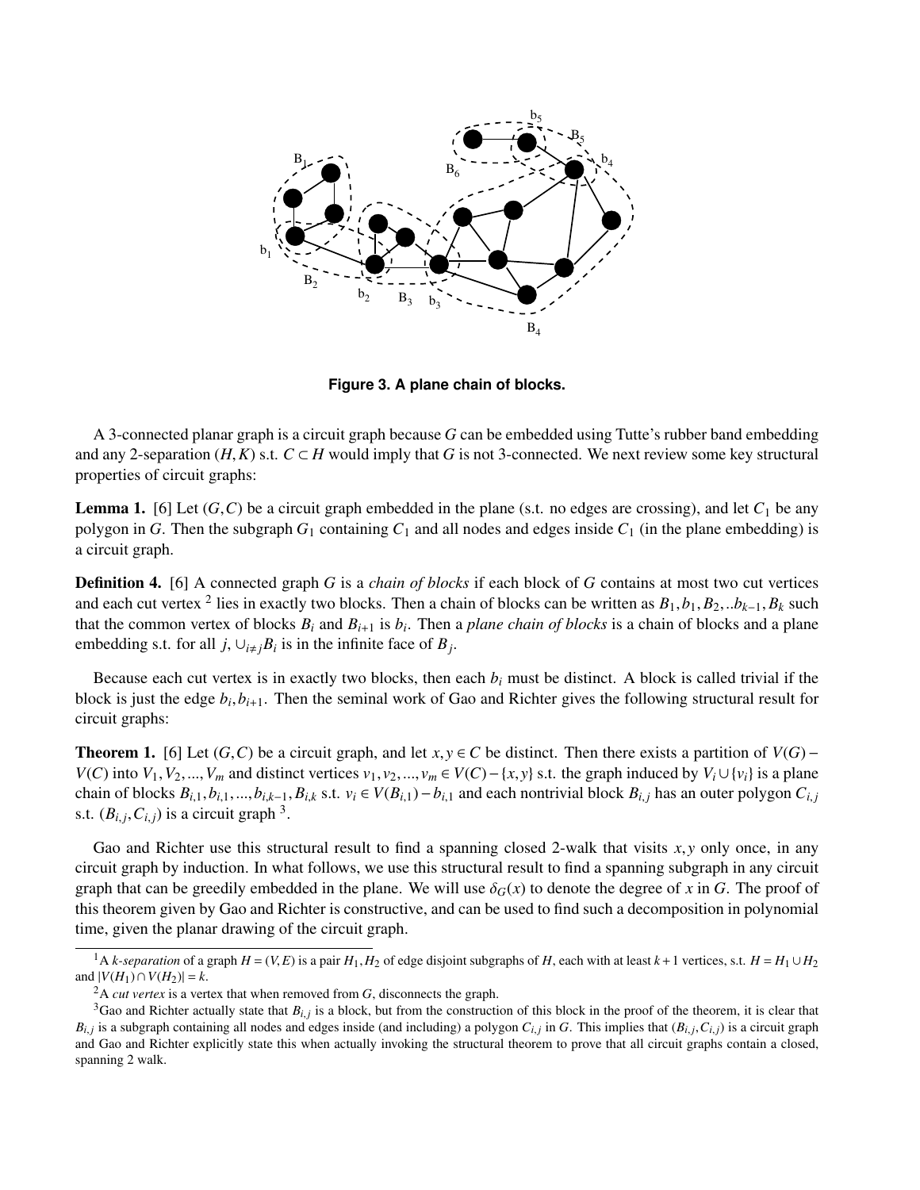Figure 3. A plane chain of blocks.

A 3-connected planar graph is a circuit graph because $G$ can be embedded using Tutte's rubber band embedding and any 2-separation $(H,K)$ s.t. $C \subset H$ would imply that $G$ is not 3-connected. We next review some key structural properties of circuit graphs:

**Lemma 1.** [6] Let $(G,C)$ be a circuit graph embedded in the plane (s.t. no edges are crossing), and let $C_1$ be any polygon in $G$. Then the subgraph $G_1$ containing $C_1$ and all nodes and edges inside $C_1$ (in the plane embedding) is a circuit graph.

**Definition 4.** [6] A connected graph $G$ is a *chain of blocks* if each block of $G$ contains at most two cut vertices and each cut vertex [2] lies in exactly two blocks. Then a chain of blocks can be written as $B_1, b_1, B_2, ..b_{k-1}, B_k$ such that the common vertex of blocks $B_i$ and $B_{i+1}$ is $b_i$. Then a *plane chain of blocks* is a chain of blocks and a plane embedding s.t. for all $j$, $\cup_{i \neq j} B_i$ is in the infinite face of $B_j$.

Because each cut vertex is in exactly two blocks, then each $b_i$ must be distinct. A block is called trivial if the block is just the edge $b_i, b_{i+1}$. Then the seminal work of Gao and Richter gives the following structural result for circuit graphs:

**Theorem 1.** [6] Let $(G,C)$ be a circuit graph, and let $x, y \in C$ be distinct. Then there exists a partition of $V(G) - V(C)$ into $V_1, V_2, ..., V_m$ and distinct vertices $v_1, v_2, ..., v_m \in V(C) - \{x, y\}$ s.t. the graph induced by $V_i \cup \{v_i\}$ is a plane chain of blocks $B_{i,1}, b_{i,1}, ..., b_{i,k-1}, B_{i,k}$ s.t. $v_i \in V(B_{i,1}) - b_{i,1}$ and each nontrivial block $B_{i,j}$ has an outer polygon $C_{i,j}$ s.t. $(B_{i,j}, C_{i,j})$ is a circuit graph [3].

Gao and Richter use this structural result to find a spanning closed 2-walk that visits $x, y$ only once, in any circuit graph by induction. In what follows, we use this structural result to find a spanning subgraph in any circuit graph that can be greedily embedded in the plane. We will use $\delta_G(x)$ to denote the degree of $x$ in $G$. The proof of this theorem given by Gao and Richter is constructive, and can be used to find such a decomposition in polynomial time, given the planar drawing of the circuit graph.

---

[1] A *k-separation* of a graph $H = (V,E)$ is a pair $H_1, H_2$ of edge disjoint subgraphs of $H$, each with at least $k+1$ vertices, s.t. $H = H_1 \cup H_2$ and $|V(H_1) \cap V(H_2)| = k$.

[2] A *cut vertex* is a vertex that when removed from $G$, disconnects the graph.

[3] Gao and Richter actually state that $B_{i,j}$ is a block, but from the construction of this block in the proof of the theorem, it is clear that $B_{i,j}$ is a subgraph containing all nodes and edges inside (and including) a polygon $C_{i,j}$ in $G$. This implies that $(B_{i,j}, C_{i,j})$ is a circuit graph and Gao and Richter explicitly state this when actually invoking the structural theorem to prove that all circuit graphs contain a closed, spanning 2 walk.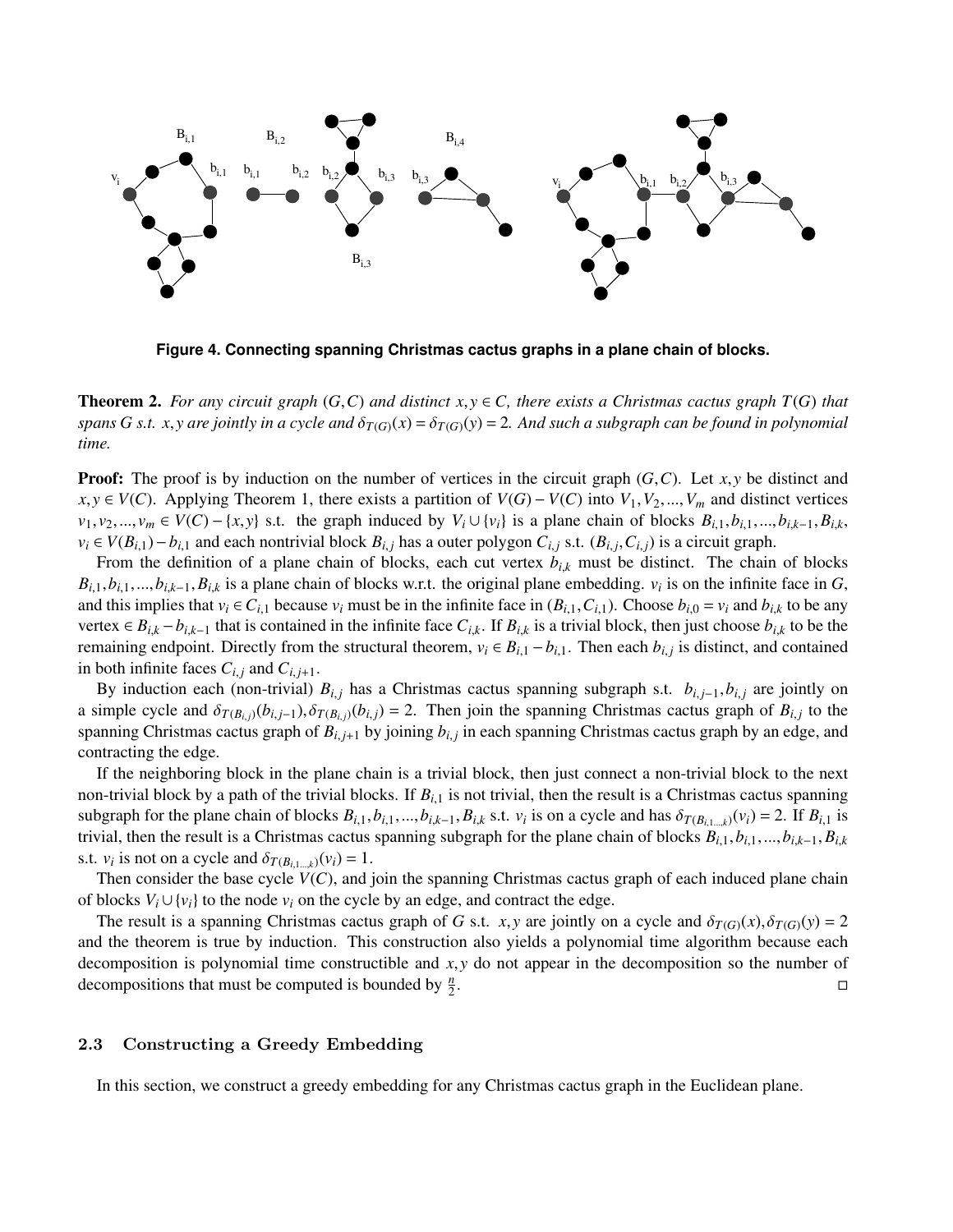**Figure 4. Connecting spanning Christmas cactus graphs in a plane chain of blocks.**

**Theorem 2.** *For any circuit graph $(G,C)$ and distinct $x,y \in C$, there exists a Christmas cactus graph $T(G)$ that spans $G$ s.t. $x,y$ are jointly in a cycle and $\delta_{T(G)}(x) = \delta_{T(G)}(y) = 2$. And such a subgraph can be found in polynomial time.*

**Proof:** The proof is by induction on the number of vertices in the circuit graph $(G,C)$. Let $x,y$ be distinct and $x,y \in V(C)$. Applying Theorem 1, there exists a partition of $V(G) - V(C)$ into $V_1, V_2, ..., V_m$ and distinct vertices $v_1, v_2, ..., v_m \in V(C) - \{x,y\}$ s.t. the graph induced by $V_i \cup \{v_i\}$ is a plane chain of blocks $B_{i,1}, b_{i,1}, ..., b_{i,k-1}, B_{i,k}$, $v_i \in V(B_{i,1}) - b_{i,1}$ and each nontrivial block $B_{i,j}$ has a outer polygon $C_{i,j}$ s.t. $(B_{i,j}, C_{i,j})$ is a circuit graph.

From the definition of a plane chain of blocks, each cut vertex $b_{i,k}$ must be distinct. The chain of blocks $B_{i,1}, b_{i,1}, ..., b_{i,k-1}, B_{i,k}$ is a plane chain of blocks w.r.t. the original plane embedding. $v_i$ is on the infinite face in $G$, and this implies that $v_i \in C_{i,1}$ because $v_i$ must be in the infinite face in $(B_{i,1}, C_{i,1})$. Choose $b_{i,0} = v_i$ and $b_{i,k}$ to be any vertex $\in B_{i,k} - b_{i,k-1}$ that is contained in the infinite face $C_{i,k}$. If $B_{i,k}$ is a trivial block, then just choose $b_{i,k}$ to be the remaining endpoint. Directly from the structural theorem, $v_i \in B_{i,1} - b_{i,1}$. Then each $b_{i,j}$ is distinct, and contained in both infinite faces $C_{i,j}$ and $C_{i,j+1}$.

By induction each (non-trivial) $B_{i,j}$ has a Christmas cactus spanning subgraph s.t. $b_{i,j-1}, b_{i,j}$ are jointly on a simple cycle and $\delta_{T(B_{i,j})}(b_{i,j-1}), \delta_{T(B_{i,j})}(b_{i,j}) = 2$. Then join the spanning Christmas cactus graph of $B_{i,j}$ to the spanning Christmas cactus graph of $B_{i,j+1}$ by joining $b_{i,j}$ in each spanning Christmas cactus graph by an edge, and contracting the edge.

If the neighboring block in the plane chain is a trivial block, then just connect a non-trivial block to the next non-trivial block by a path of the trivial blocks. If $B_{i,1}$ is not trivial, then the result is a Christmas cactus spanning subgraph for the plane chain of blocks $B_{i,1}, b_{i,1}, ..., b_{i,k-1}, B_{i,k}$ s.t. $v_i$ is on a cycle and has $\delta_{T(B_{i,1...,k})}(v_i) = 2$. If $B_{i,1}$ is trivial, then the result is a Christmas cactus spanning subgraph for the plane chain of blocks $B_{i,1}, b_{i,1}, ..., b_{i,k-1}, B_{i,k}$ s.t. $v_i$ is not on a cycle and $\delta_{T(B_{i,1...,k})}(v_i) = 1$.

Then consider the base cycle $V(C)$, and join the spanning Christmas cactus graph of each induced plane chain of blocks $V_i \cup \{v_i\}$ to the node $v_i$ on the cycle by an edge, and contract the edge.

The result is a spanning Christmas cactus graph of $G$ s.t. $x,y$ are jointly on a cycle and $\delta_{T(G)}(x), \delta_{T(G)}(y) = 2$ and the theorem is true by induction. This construction also yields a polynomial time algorithm because each decomposition is polynomial time constructible and $x,y$ do not appear in the decomposition so the number of decompositions that must be computed is bounded by $\frac{n}{2}$. □

### 2.3 Constructing a Greedy Embedding

In this section, we construct a greedy embedding for any Christmas cactus graph in the Euclidean plane.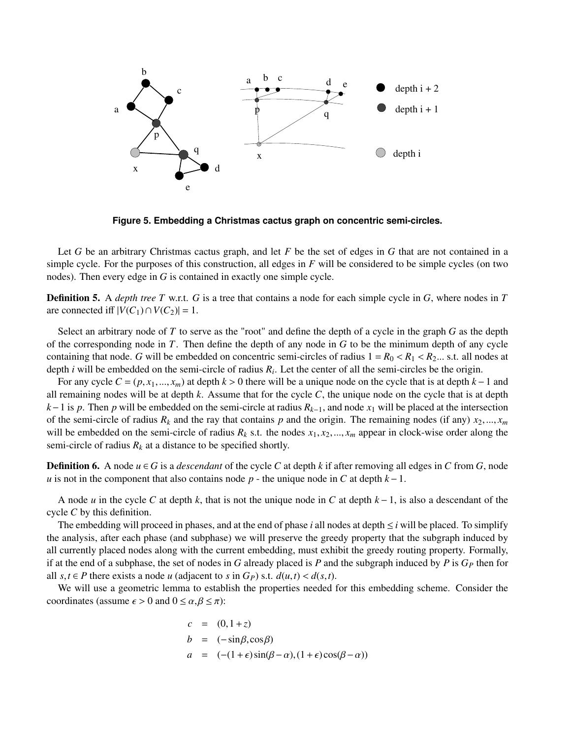**Figure 5. Embedding a Christmas cactus graph on concentric semi-circles.**

Let $G$ be an arbitrary Christmas cactus graph, and let $F$ be the set of edges in $G$ that are not contained in a simple cycle. For the purposes of this construction, all edges in $F$ will be considered to be simple cycles (on two nodes). Then every edge in $G$ is contained in exactly one simple cycle.

**Definition 5.** A *depth tree* $T$ w.r.t. $G$ is a tree that contains a node for each simple cycle in $G$, where nodes in $T$ are connected iff $|V(C_1) \cap V(C_2)| = 1$.

Select an arbitrary node of $T$ to serve as the "root" and define the depth of a cycle in the graph $G$ as the depth of the corresponding node in $T$. Then define the depth of any node in $G$ to be the minimum depth of any cycle containing that node. $G$ will be embedded on concentric semi-circles of radius $1 = R_0 < R_1 < R_2...$ s.t. all nodes at depth $i$ will be embedded on the semi-circle of radius $R_i$. Let the center of all the semi-circles be the origin.

For any cycle $C = (p, x_1, ..., x_m)$ at depth $k > 0$ there will be a unique node on the cycle that is at depth $k-1$ and all remaining nodes will be at depth $k$. Assume that for the cycle $C$, the unique node on the cycle that is at depth $k-1$ is $p$. Then $p$ will be embedded on the semi-circle at radius $R_{k-1}$, and node $x_1$ will be placed at the intersection of the semi-circle of radius $R_k$ and the ray that contains $p$ and the origin. The remaining nodes (if any) $x_2, ..., x_m$ will be embedded on the semi-circle of radius $R_k$ s.t. the nodes $x_1, x_2, ..., x_m$ appear in clock-wise order along the semi-circle of radius $R_k$ at a distance to be specified shortly.

**Definition 6.** A node $u \in G$ is a *descendant* of the cycle $C$ at depth $k$ if after removing all edges in $C$ from $G$, node $u$ is not in the component that also contains node $p$ - the unique node in $C$ at depth $k-1$.

A node $u$ in the cycle $C$ at depth $k$, that is not the unique node in $C$ at depth $k-1$, is also a descendant of the cycle $C$ by this definition.

The embedding will proceed in phases, and at the end of phase $i$ all nodes at depth $\leq i$ will be placed. To simplify the analysis, after each phase (and subphase) we will preserve the greedy property that the subgraph induced by all currently placed nodes along with the current embedding, must exhibit the greedy routing property. Formally, if at the end of a subphase, the set of nodes in $G$ already placed is $P$ and the subgraph induced by $P$ is $G_P$ then for all $s, t \in P$ there exists a node $u$ (adjacent to $s$ in $G_P$) s.t. $d(u, t) < d(s, t)$.

We will use a geometric lemma to establish the properties needed for this embedding scheme. Consider the coordinates (assume $\epsilon > 0$ and $0 \leq \alpha, \beta \leq \pi$):

$$
\begin{aligned}
c &= (0, 1+z) \\
b &= (-\sin\beta, \cos\beta) \\
a &= (-(1+\epsilon)\sin(\beta-\alpha), (1+\epsilon)\cos(\beta-\alpha))
\end{aligned}
$$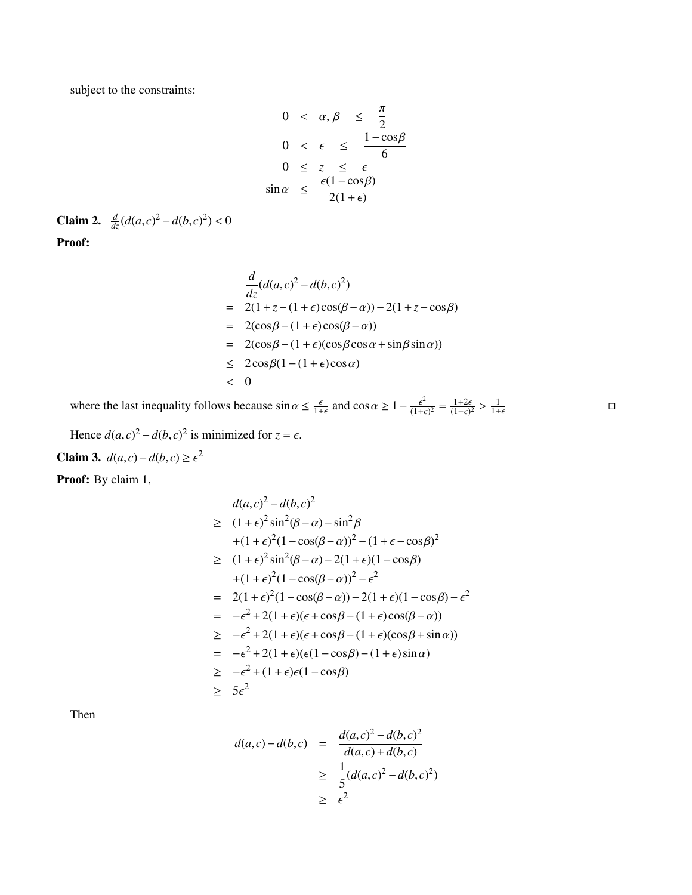subject to the constraints:

$$
\begin{array}{rcl}
0 & < \alpha, \beta \leq & \dfrac{\pi}{2} \\
0 & < \epsilon \leq & \dfrac{1-\cos\beta}{6} \\
0 & \leq z \leq & \epsilon \\
\sin\alpha & \leq & \dfrac{\epsilon(1-\cos\beta)}{2(1+\epsilon)}
\end{array}
$$

**Claim 2.** $\frac{d}{dz}(d(a,c)^2 - d(b,c)^2) < 0$

**Proof:**

$$
\begin{aligned}
& \frac{d}{dz}(d(a,c)^2 - d(b,c)^2) \\
= \; & 2(1+z-(1+\epsilon)\cos(\beta-\alpha)) - 2(1+z-\cos\beta) \\
= \; & 2(\cos\beta - (1+\epsilon)\cos(\beta-\alpha)) \\
= \; & 2(\cos\beta - (1+\epsilon)(\cos\beta\cos\alpha + \sin\beta\sin\alpha)) \\
\leq \; & 2\cos\beta(1-(1+\epsilon)\cos\alpha) \\
< \; & 0
\end{aligned}
$$

where the last inequality follows because $\sin\alpha \leq \frac{\epsilon}{1+\epsilon}$ and $\cos\alpha \geq 1 - \frac{\epsilon^2}{(1+\epsilon)^2} = \frac{1+2\epsilon}{(1+\epsilon)^2} > \frac{1}{1+\epsilon}$ □

Hence $d(a,c)^2 - d(b,c)^2$ is minimized for $z = \epsilon$.

**Claim 3.** $d(a,c) - d(b,c) \geq \epsilon^2$

**Proof:** By claim 1,

$$
\begin{aligned}
& d(a,c)^2 - d(b,c)^2 \\
\geq \; & (1+\epsilon)^2\sin^2(\beta-\alpha) - \sin^2\beta \\
& +(1+\epsilon)^2(1-\cos(\beta-\alpha))^2 - (1+\epsilon-\cos\beta)^2 \\
\geq \; & (1+\epsilon)^2\sin^2(\beta-\alpha) - 2(1+\epsilon)(1-\cos\beta) \\
& +(1+\epsilon)^2(1-\cos(\beta-\alpha))^2 - \epsilon^2 \\
= \; & 2(1+\epsilon)^2(1-\cos(\beta-\alpha)) - 2(1+\epsilon)(1-\cos\beta) - \epsilon^2 \\
= \; & -\epsilon^2 + 2(1+\epsilon)(\epsilon + \cos\beta - (1+\epsilon)\cos(\beta-\alpha)) \\
\geq \; & -\epsilon^2 + 2(1+\epsilon)(\epsilon + \cos\beta - (1+\epsilon)(\cos\beta + \sin\alpha)) \\
= \; & -\epsilon^2 + 2(1+\epsilon)(\epsilon(1-\cos\beta) - (1+\epsilon)\sin\alpha) \\
\geq \; & -\epsilon^2 + (1+\epsilon)\epsilon(1-\cos\beta) \\
\geq \; & 5\epsilon^2
\end{aligned}
$$

Then

$$
\begin{aligned}
d(a,c) - d(b,c) &= \frac{d(a,c)^2 - d(b,c)^2}{d(a,c) + d(b,c)} \\
&\geq \frac{1}{5}(d(a,c)^2 - d(b,c)^2) \\
&\geq \epsilon^2
\end{aligned}
$$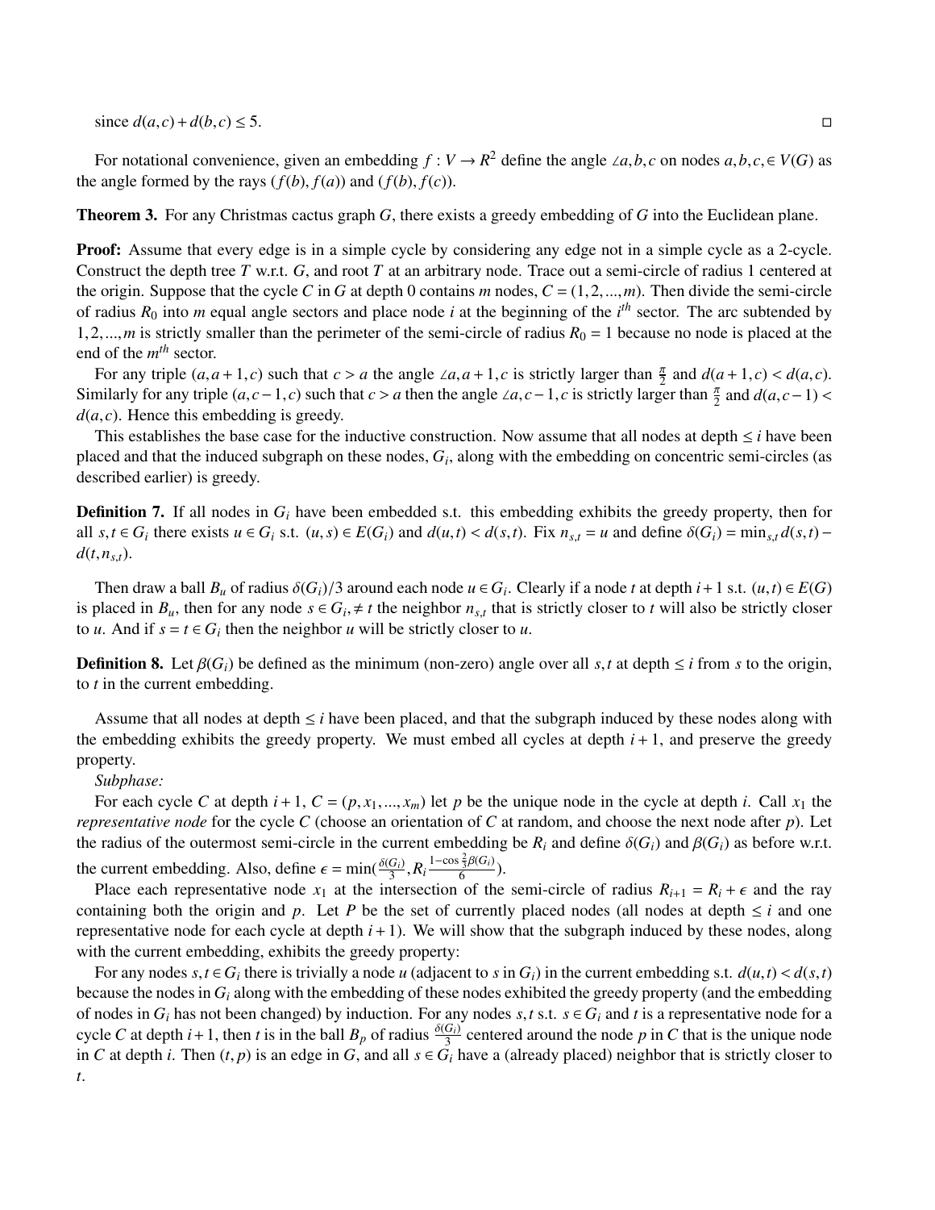since $d(a,c) + d(b,c) \leq 5$. □

For notational convenience, given an embedding $f : V \rightarrow R^2$ define the angle $\angle a, b, c$ on nodes $a, b, c, \in V(G)$ as the angle formed by the rays $(f(b), f(a))$ and $(f(b), f(c))$.

**Theorem 3.** For any Christmas cactus graph $G$, there exists a greedy embedding of $G$ into the Euclidean plane.

**Proof:** Assume that every edge is in a simple cycle by considering any edge not in a simple cycle as a 2-cycle. Construct the depth tree $T$ w.r.t. $G$, and root $T$ at an arbitrary node. Trace out a semi-circle of radius 1 centered at the origin. Suppose that the cycle $C$ in $G$ at depth 0 contains $m$ nodes, $C = (1, 2, ..., m)$. Then divide the semi-circle of radius $R_0$ into $m$ equal angle sectors and place node $i$ at the beginning of the $i^{th}$ sector. The arc subtended by $1, 2, ..., m$ is strictly smaller than the perimeter of the semi-circle of radius $R_0 = 1$ because no node is placed at the end of the $m^{th}$ sector.

For any triple $(a, a+1, c)$ such that $c > a$ the angle $\angle a, a+1, c$ is strictly larger than $\frac{\pi}{2}$ and $d(a+1, c) < d(a, c)$. Similarly for any triple $(a, c-1, c)$ such that $c > a$ then the angle $\angle a, c-1, c$ is strictly larger than $\frac{\pi}{2}$ and $d(a, c-1) < d(a, c)$. Hence this embedding is greedy.

This establishes the base case for the inductive construction. Now assume that all nodes at depth $\leq i$ have been placed and that the induced subgraph on these nodes, $G_i$, along with the embedding on concentric semi-circles (as described earlier) is greedy.

**Definition 7.** If all nodes in $G_i$ have been embedded s.t. this embedding exhibits the greedy property, then for all $s, t \in G_i$ there exists $u \in G_i$ s.t. $(u, s) \in E(G_i)$ and $d(u, t) < d(s, t)$. Fix $n_{s,t} = u$ and define $\delta(G_i) = \min_{s,t} d(s, t) - d(t, n_{s,t})$.

Then draw a ball $B_u$ of radius $\delta(G_i)/3$ around each node $u \in G_i$. Clearly if a node $t$ at depth $i+1$ s.t. $(u, t) \in E(G)$ is placed in $B_u$, then for any node $s \in G_i, \neq t$ the neighbor $n_{s,t}$ that is strictly closer to $t$ will also be strictly closer to $u$. And if $s = t \in G_i$ then the neighbor $u$ will be strictly closer to $u$.

**Definition 8.** Let $\beta(G_i)$ be defined as the minimum (non-zero) angle over all $s, t$ at depth $\leq i$ from $s$ to the origin, to $t$ in the current embedding.

Assume that all nodes at depth $\leq i$ have been placed, and that the subgraph induced by these nodes along with the embedding exhibits the greedy property. We must embed all cycles at depth $i+1$, and preserve the greedy property.

*Subphase:*

For each cycle $C$ at depth $i+1$, $C = (p, x_1, ..., x_m)$ let $p$ be the unique node in the cycle at depth $i$. Call $x_1$ the *representative node* for the cycle $C$ (choose an orientation of $C$ at random, and choose the next node after $p$). Let the radius of the outermost semi-circle in the current embedding be $R_i$ and define $\delta(G_i)$ and $\beta(G_i)$ as before w.r.t. the current embedding. Also, define $\epsilon = \min(\frac{\delta(G_i)}{3}, R_i \frac{1-\cos\frac{2}{3}\beta(G_i)}{6})$.

Place each representative node $x_1$ at the intersection of the semi-circle of radius $R_{i+1} = R_i + \epsilon$ and the ray containing both the origin and $p$. Let $P$ be the set of currently placed nodes (all nodes at depth $\leq i$ and one representative node for each cycle at depth $i+1$). We will show that the subgraph induced by these nodes, along with the current embedding, exhibits the greedy property:

For any nodes $s, t \in G_i$ there is trivially a node $u$ (adjacent to $s$ in $G_i$) in the current embedding s.t. $d(u, t) < d(s, t)$ because the nodes in $G_i$ along with the embedding of these nodes exhibited the greedy property (and the embedding of nodes in $G_i$ has not been changed) by induction. For any nodes $s, t$ s.t. $s \in G_i$ and $t$ is a representative node for a cycle $C$ at depth $i+1$, then $t$ is in the ball $B_p$ of radius $\frac{\delta(G_i)}{3}$ centered around the node $p$ in $C$ that is the unique node in $C$ at depth $i$. Then $(t, p)$ is an edge in $G$, and all $s \in G_i$ have a (already placed) neighbor that is strictly closer to $t$.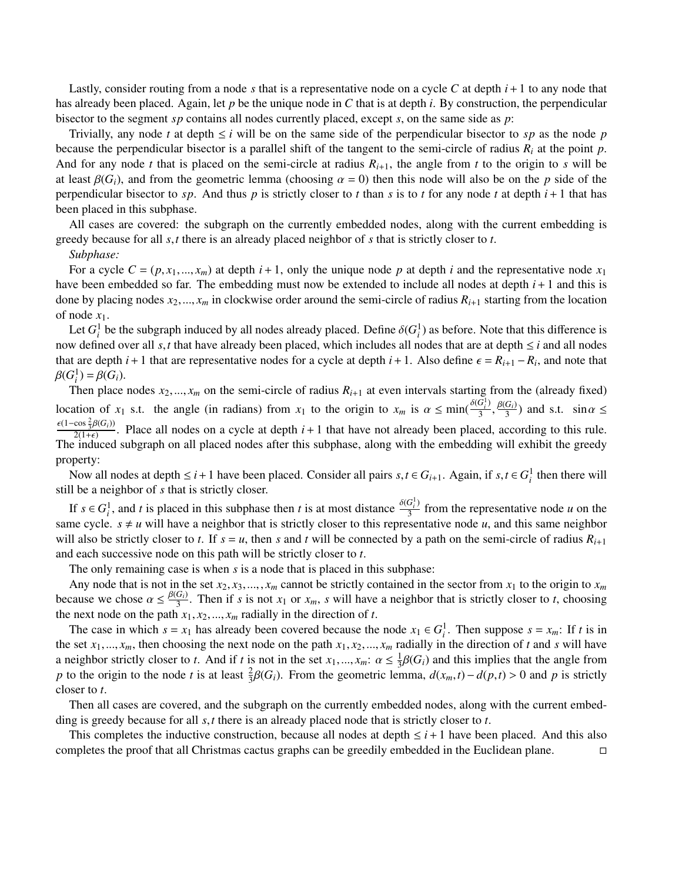Lastly, consider routing from a node $s$ that is a representative node on a cycle $C$ at depth $i+1$ to any node that has already been placed. Again, let $p$ be the unique node in $C$ that is at depth $i$. By construction, the perpendicular bisector to the segment $sp$ contains all nodes currently placed, except $s$, on the same side as $p$:

Trivially, any node $t$ at depth $\leq i$ will be on the same side of the perpendicular bisector to $sp$ as the node $p$ because the perpendicular bisector is a parallel shift of the tangent to the semi-circle of radius $R_i$ at the point $p$. And for any node $t$ that is placed on the semi-circle at radius $R_{i+1}$, the angle from $t$ to the origin to $s$ will be at least $\beta(G_i)$, and from the geometric lemma (choosing $\alpha = 0$) then this node will also be on the $p$ side of the perpendicular bisector to $sp$. And thus $p$ is strictly closer to $t$ than $s$ is to $t$ for any node $t$ at depth $i+1$ that has been placed in this subphase.

All cases are covered: the subgraph on the currently embedded nodes, along with the current embedding is greedy because for all $s, t$ there is an already placed neighbor of $s$ that is strictly closer to $t$.

*Subphase:*

For a cycle $C = (p, x_1, ..., x_m)$ at depth $i+1$, only the unique node $p$ at depth $i$ and the representative node $x_1$ have been embedded so far. The embedding must now be extended to include all nodes at depth $i+1$ and this is done by placing nodes $x_2, ..., x_m$ in clockwise order around the semi-circle of radius $R_{i+1}$ starting from the location of node $x_1$.

Let $G_i^1$ be the subgraph induced by all nodes already placed. Define $\delta(G_i^1)$ as before. Note that this difference is now defined over all $s, t$ that have already been placed, which includes all nodes that are at depth $\leq i$ and all nodes that are depth $i+1$ that are representative nodes for a cycle at depth $i+1$. Also define $\epsilon = R_{i+1} - R_i$, and note that $\beta(G_i^1) = \beta(G_i)$.

Then place nodes $x_2, ..., x_m$ on the semi-circle of radius $R_{i+1}$ at even intervals starting from the (already fixed) location of $x_1$ s.t. the angle (in radians) from $x_1$ to the origin to $x_m$ is $\alpha \leq \min(\frac{\delta(G_i^1)}{3}, \frac{\beta(G_i)}{3})$ and s.t. $\sin\alpha \leq \frac{\epsilon(1-\cos\frac{2}{3}\beta(G_i))}{2(1+\epsilon)}$. Place all nodes on a cycle at depth $i+1$ that have not already been placed, according to this rule. The induced subgraph on all placed nodes after this subphase, along with the embedding will exhibit the greedy property:

Now all nodes at depth $\leq i+1$ have been placed. Consider all pairs $s, t \in G_{i+1}$. Again, if $s, t \in G_i^1$ then there will still be a neighbor of $s$ that is strictly closer.

If $s \in G_i^1$, and $t$ is placed in this subphase then $t$ is at most distance $\frac{\delta(G_i^1)}{3}$ from the representative node $u$ on the same cycle. $s \neq u$ will have a neighbor that is strictly closer to this representative node $u$, and this same neighbor will also be strictly closer to $t$. If $s = u$, then $s$ and $t$ will be connected by a path on the semi-circle of radius $R_{i+1}$ and each successive node on this path will be strictly closer to $t$.

The only remaining case is when $s$ is a node that is placed in this subphase:

Any node that is not in the set $x_2, x_3, ..., , x_m$ cannot be strictly contained in the sector from $x_1$ to the origin to $x_m$ because we chose $\alpha \leq \frac{\beta(G_i)}{3}$. Then if $s$ is not $x_1$ or $x_m$, $s$ will have a neighbor that is strictly closer to $t$, choosing the next node on the path $x_1, x_2, ..., x_m$ radially in the direction of $t$.

The case in which $s = x_1$ has already been covered because the node $x_1 \in G_i^1$. Then suppose $s = x_m$: If $t$ is in the set $x_1, ..., x_m$, then choosing the next node on the path $x_1, x_2, ..., x_m$ radially in the direction of $t$ and $s$ will have a neighbor strictly closer to $t$. And if $t$ is not in the set $x_1, ..., x_m$: $\alpha \leq \frac{1}{3}\beta(G_i)$ and this implies that the angle from $p$ to the origin to the node $t$ is at least $\frac{2}{3}\beta(G_i)$. From the geometric lemma, $d(x_m, t) - d(p, t) > 0$ and $p$ is strictly closer to $t$.

Then all cases are covered, and the subgraph on the currently embedded nodes, along with the current embedding is greedy because for all $s, t$ there is an already placed node that is strictly closer to $t$.

This completes the inductive construction, because all nodes at depth $\leq i+1$ have been placed. And this also completes the proof that all Christmas cactus graphs can be greedily embedded in the Euclidean plane. $\square$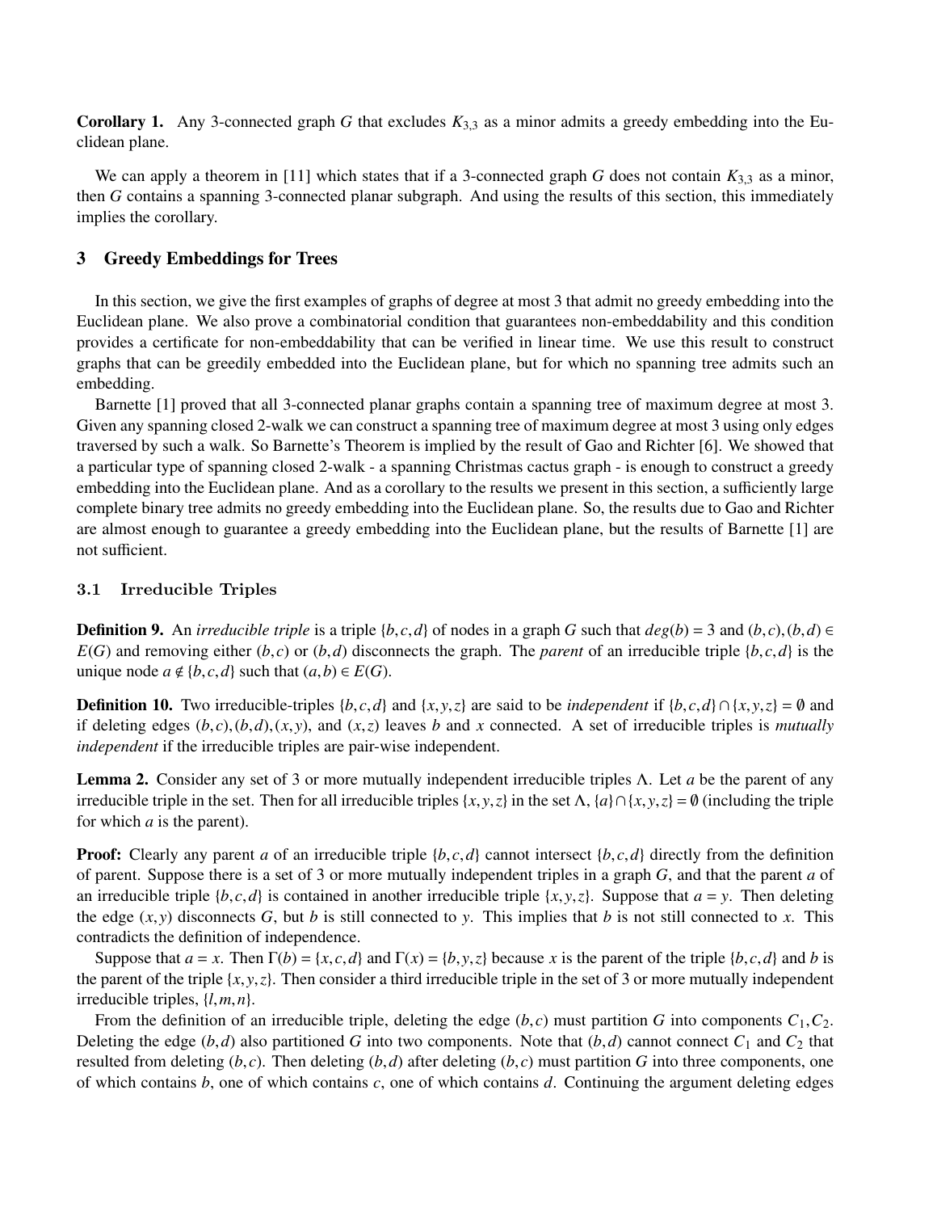**Corollary 1.** Any 3-connected graph $G$ that excludes $K_{3,3}$ as a minor admits a greedy embedding into the Euclidean plane.

We can apply a theorem in [11] which states that if a 3-connected graph $G$ does not contain $K_{3,3}$ as a minor, then $G$ contains a spanning 3-connected planar subgraph. And using the results of this section, this immediately implies the corollary.

## 3 Greedy Embeddings for Trees

In this section, we give the first examples of graphs of degree at most 3 that admit no greedy embedding into the Euclidean plane. We also prove a combinatorial condition that guarantees non-embeddability and this condition provides a certificate for non-embeddability that can be verified in linear time. We use this result to construct graphs that can be greedily embedded into the Euclidean plane, but for which no spanning tree admits such an embedding.

Barnette [1] proved that all 3-connected planar graphs contain a spanning tree of maximum degree at most 3. Given any spanning closed 2-walk we can construct a spanning tree of maximum degree at most 3 using only edges traversed by such a walk. So Barnette's Theorem is implied by the result of Gao and Richter [6]. We showed that a particular type of spanning closed 2-walk - a spanning Christmas cactus graph - is enough to construct a greedy embedding into the Euclidean plane. And as a corollary to the results we present in this section, a sufficiently large complete binary tree admits no greedy embedding into the Euclidean plane. So, the results due to Gao and Richter are almost enough to guarantee a greedy embedding into the Euclidean plane, but the results of Barnette [1] are not sufficient.

### 3.1 Irreducible Triples

**Definition 9.** An *irreducible triple* is a triple $\{b, c, d\}$ of nodes in a graph $G$ such that $deg(b) = 3$ and $(b, c), (b, d) \in E(G)$ and removing either $(b, c)$ or $(b, d)$ disconnects the graph. The *parent* of an irreducible triple $\{b, c, d\}$ is the unique node $a \notin \{b, c, d\}$ such that $(a, b) \in E(G)$.

**Definition 10.** Two irreducible-triples $\{b, c, d\}$ and $\{x, y, z\}$ are said to be *independent* if $\{b, c, d\} \cap \{x, y, z\} = \emptyset$ and if deleting edges $(b, c), (b, d), (x, y)$, and $(x, z)$ leaves $b$ and $x$ connected. A set of irreducible triples is *mutually independent* if the irreducible triples are pair-wise independent.

**Lemma 2.** Consider any set of 3 or more mutually independent irreducible triples $\Lambda$. Let $a$ be the parent of any irreducible triple in the set. Then for all irreducible triples $\{x, y, z\}$ in the set $\Lambda$, $\{a\} \cap \{x, y, z\} = \emptyset$ (including the triple for which $a$ is the parent).

**Proof:** Clearly any parent $a$ of an irreducible triple $\{b, c, d\}$ cannot intersect $\{b, c, d\}$ directly from the definition of parent. Suppose there is a set of 3 or more mutually independent triples in a graph $G$, and that the parent $a$ of an irreducible triple $\{b, c, d\}$ is contained in another irreducible triple $\{x, y, z\}$. Suppose that $a = y$. Then deleting the edge $(x, y)$ disconnects $G$, but $b$ is still connected to $y$. This implies that $b$ is not still connected to $x$. This contradicts the definition of independence.

Suppose that $a = x$. Then $\Gamma(b) = \{x, c, d\}$ and $\Gamma(x) = \{b, y, z\}$ because $x$ is the parent of the triple $\{b, c, d\}$ and $b$ is the parent of the triple $\{x, y, z\}$. Then consider a third irreducible triple in the set of 3 or more mutually independent irreducible triples, $\{l, m, n\}$.

From the definition of an irreducible triple, deleting the edge $(b, c)$ must partition $G$ into components $C_1, C_2$. Deleting the edge $(b, d)$ also partitioned $G$ into two components. Note that $(b, d)$ cannot connect $C_1$ and $C_2$ that resulted from deleting $(b, c)$. Then deleting $(b, d)$ after deleting $(b, c)$ must partition $G$ into three components, one of which contains $b$, one of which contains $c$, one of which contains $d$. Continuing the argument deleting edges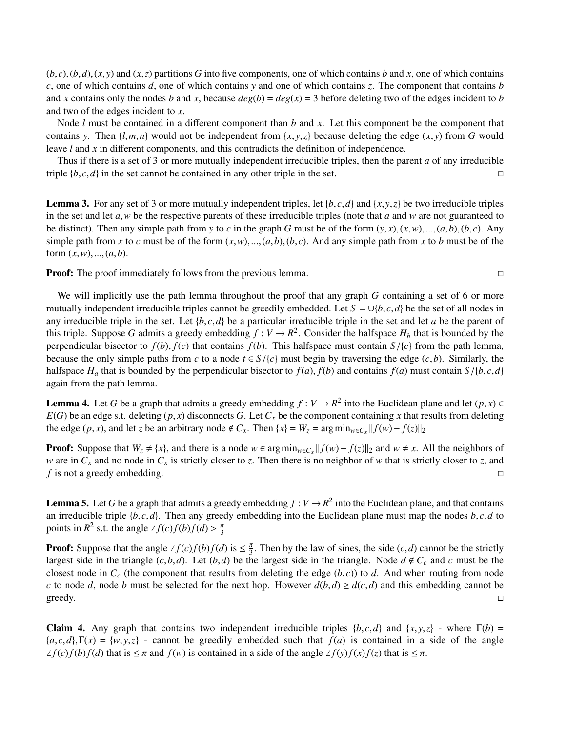$(b,c),(b,d),(x,y)$ and $(x,z)$ partitions $G$ into five components, one of which contains $b$ and $x$, one of which contains $c$, one of which contains $d$, one of which contains $y$ and one of which contains $z$. The component that contains $b$ and $x$ contains only the nodes $b$ and $x$, because $deg(b) = deg(x) = 3$ before deleting two of the edges incident to $b$ and two of the edges incident to $x$.

Node $l$ must be contained in a different component than $b$ and $x$. Let this component be the component that contains $y$. Then $\{l,m,n\}$ would not be independent from $\{x,y,z\}$ because deleting the edge $(x,y)$ from $G$ would leave $l$ and $x$ in different components, and this contradicts the definition of independence.

Thus if there is a set of 3 or more mutually independent irreducible triples, then the parent $a$ of any irreducible triple $\{b,c,d\}$ in the set cannot be contained in any other triple in the set. □

**Lemma 3.** For any set of 3 or more mutually independent triples, let $\{b,c,d\}$ and $\{x,y,z\}$ be two irreducible triples in the set and let $a,w$ be the respective parents of these irreducible triples (note that $a$ and $w$ are not guaranteed to be distinct). Then any simple path from $y$ to $c$ in the graph $G$ must be of the form $(y,x),(x,w),...,(a,b),(b,c)$. Any simple path from $x$ to $c$ must be of the form $(x,w),...,(a,b),(b,c)$. And any simple path from $x$ to $b$ must be of the form $(x,w),...,(a,b)$.

**Proof:** The proof immediately follows from the previous lemma. □

We will implicitly use the path lemma throughout the proof that any graph $G$ containing a set of 6 or more mutually independent irreducible triples cannot be greedily embedded. Let $S = \cup\{b,c,d\}$ be the set of all nodes in any irreducible triple in the set. Let $\{b,c,d\}$ be a particular irreducible triple in the set and let $a$ be the parent of this triple. Suppose $G$ admits a greedy embedding $f : V \to R^2$. Consider the halfspace $H_b$ that is bounded by the perpendicular bisector to $f(b), f(c)$ that contains $f(b)$. This halfspace must contain $S/\{c\}$ from the path lemma, because the only simple paths from $c$ to a node $t \in S/\{c\}$ must begin by traversing the edge $(c,b)$. Similarly, the halfspace $H_a$ that is bounded by the perpendicular bisector to $f(a), f(b)$ and contains $f(a)$ must contain $S/\{b,c,d\}$ again from the path lemma.

**Lemma 4.** Let $G$ be a graph that admits a greedy embedding $f : V \to R^2$ into the Euclidean plane and let $(p,x) \in E(G)$ be an edge s.t. deleting $(p,x)$ disconnects $G$. Let $C_x$ be the component containing $x$ that results from deleting the edge $(p,x)$, and let $z$ be an arbitrary node $\notin C_x$. Then $\{x\} = W_z = \arg\min_{w \in C_x} \|f(w) - f(z)\|_2$

**Proof:** Suppose that $W_z \neq \{x\}$, and there is a node $w \in \arg\min_{w \in C_x} \|f(w) - f(z)\|_2$ and $w \neq x$. All the neighbors of $w$ are in $C_x$ and no node in $C_x$ is strictly closer to $z$. Then there is no neighbor of $w$ that is strictly closer to $z$, and $f$ is not a greedy embedding. □

**Lemma 5.** Let $G$ be a graph that admits a greedy embedding $f : V \to R^2$ into the Euclidean plane, and that contains an irreducible triple $\{b,c,d\}$. Then any greedy embedding into the Euclidean plane must map the nodes $b,c,d$ to points in $R^2$ s.t. the angle $\angle f(c)f(b)f(d) > \frac{\pi}{3}$

**Proof:** Suppose that the angle $\angle f(c)f(b)f(d)$ is $\leq \frac{\pi}{3}$. Then by the law of sines, the side $(c,d)$ cannot be the strictly largest side in the triangle $(c,b,d)$. Let $(b,d)$ be the largest side in the triangle. Node $d \notin C_c$ and $c$ must be the closest node in $C_c$ (the component that results from deleting the edge $(b,c)$) to $d$. And when routing from node $c$ to node $d$, node $b$ must be selected for the next hop. However $d(b,d) \geq d(c,d)$ and this embedding cannot be greedy. □

**Claim 4.** Any graph that contains two independent irreducible triples $\{b,c,d\}$ and $\{x,y,z\}$ - where $\Gamma(b) = \{a,c,d\}, \Gamma(x) = \{w,y,z\}$ - cannot be greedily embedded such that $f(a)$ is contained in a side of the angle $\angle f(c)f(b)f(d)$ that is $\leq \pi$ and $f(w)$ is contained in a side of the angle $\angle f(y)f(x)f(z)$ that is $\leq \pi$.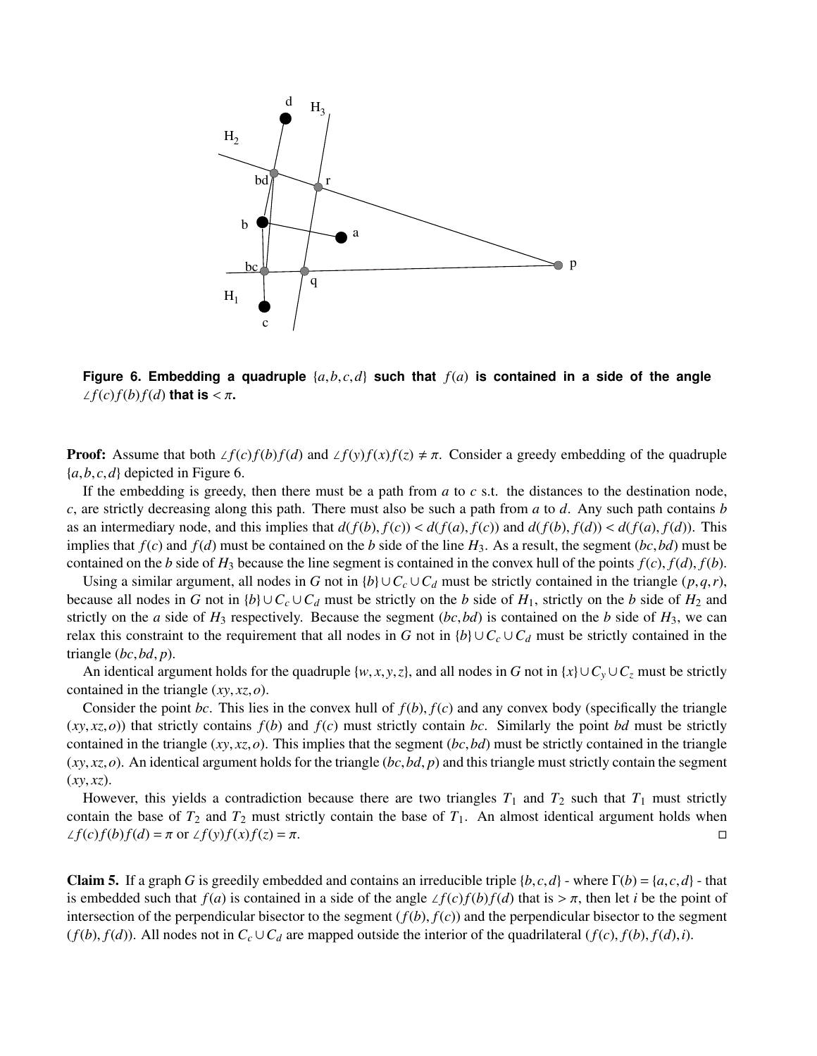**Figure 6. Embedding a quadruple $\{a,b,c,d\}$ such that $f(a)$ is contained in a side of the angle $\angle f(c)f(b)f(d)$ that is $< \pi$.**

**Proof:** Assume that both $\angle f(c)f(b)f(d)$ and $\angle f(y)f(x)f(z) \neq \pi$. Consider a greedy embedding of the quadruple $\{a,b,c,d\}$ depicted in Figure 6.

If the embedding is greedy, then there must be a path from $a$ to $c$ s.t. the distances to the destination node, $c$, are strictly decreasing along this path. There must also be such a path from $a$ to $d$. Any such path contains $b$ as an intermediary node, and this implies that $d(f(b), f(c)) < d(f(a), f(c))$ and $d(f(b), f(d)) < d(f(a), f(d))$. This implies that $f(c)$ and $f(d)$ must be contained on the $b$ side of the line $H_3$. As a result, the segment $(bc, bd)$ must be contained on the $b$ side of $H_3$ because the line segment is contained in the convex hull of the points $f(c), f(d), f(b)$.

Using a similar argument, all nodes in $G$ not in $\{b\} \cup C_c \cup C_d$ must be strictly contained in the triangle $(p,q,r)$, because all nodes in $G$ not in $\{b\} \cup C_c \cup C_d$ must be strictly on the $b$ side of $H_1$, strictly on the $b$ side of $H_2$ and strictly on the $a$ side of $H_3$ respectively. Because the segment $(bc, bd)$ is contained on the $b$ side of $H_3$, we can relax this constraint to the requirement that all nodes in $G$ not in $\{b\} \cup C_c \cup C_d$ must be strictly contained in the triangle $(bc, bd, p)$.

An identical argument holds for the quadruple $\{w, x, y, z\}$, and all nodes in $G$ not in $\{x\} \cup C_y \cup C_z$ must be strictly contained in the triangle $(xy, xz, o)$.

Consider the point $bc$. This lies in the convex hull of $f(b), f(c)$ and any convex body (specifically the triangle $(xy, xz, o)$) that strictly contains $f(b)$ and $f(c)$ must strictly contain $bc$. Similarly the point $bd$ must be strictly contained in the triangle $(xy, xz, o)$. This implies that the segment $(bc, bd)$ must be strictly contained in the triangle $(xy, xz, o)$. An identical argument holds for the triangle $(bc, bd, p)$ and this triangle must strictly contain the segment $(xy, xz)$.

However, this yields a contradiction because there are two triangles $T_1$ and $T_2$ such that $T_1$ must strictly contain the base of $T_2$ and $T_2$ must strictly contain the base of $T_1$. An almost identical argument holds when $\angle f(c)f(b)f(d) = \pi$ or $\angle f(y)f(x)f(z) = \pi$. □

**Claim 5.** If a graph $G$ is greedily embedded and contains an irreducible triple $\{b, c, d\}$ - where $\Gamma(b) = \{a, c, d\}$ - that is embedded such that $f(a)$ is contained in a side of the angle $\angle f(c)f(b)f(d)$ that is $> \pi$, then let $i$ be the point of intersection of the perpendicular bisector to the segment $(f(b), f(c))$ and the perpendicular bisector to the segment $(f(b), f(d))$. All nodes not in $C_c \cup C_d$ are mapped outside the interior of the quadrilateral $(f(c), f(b), f(d), i)$.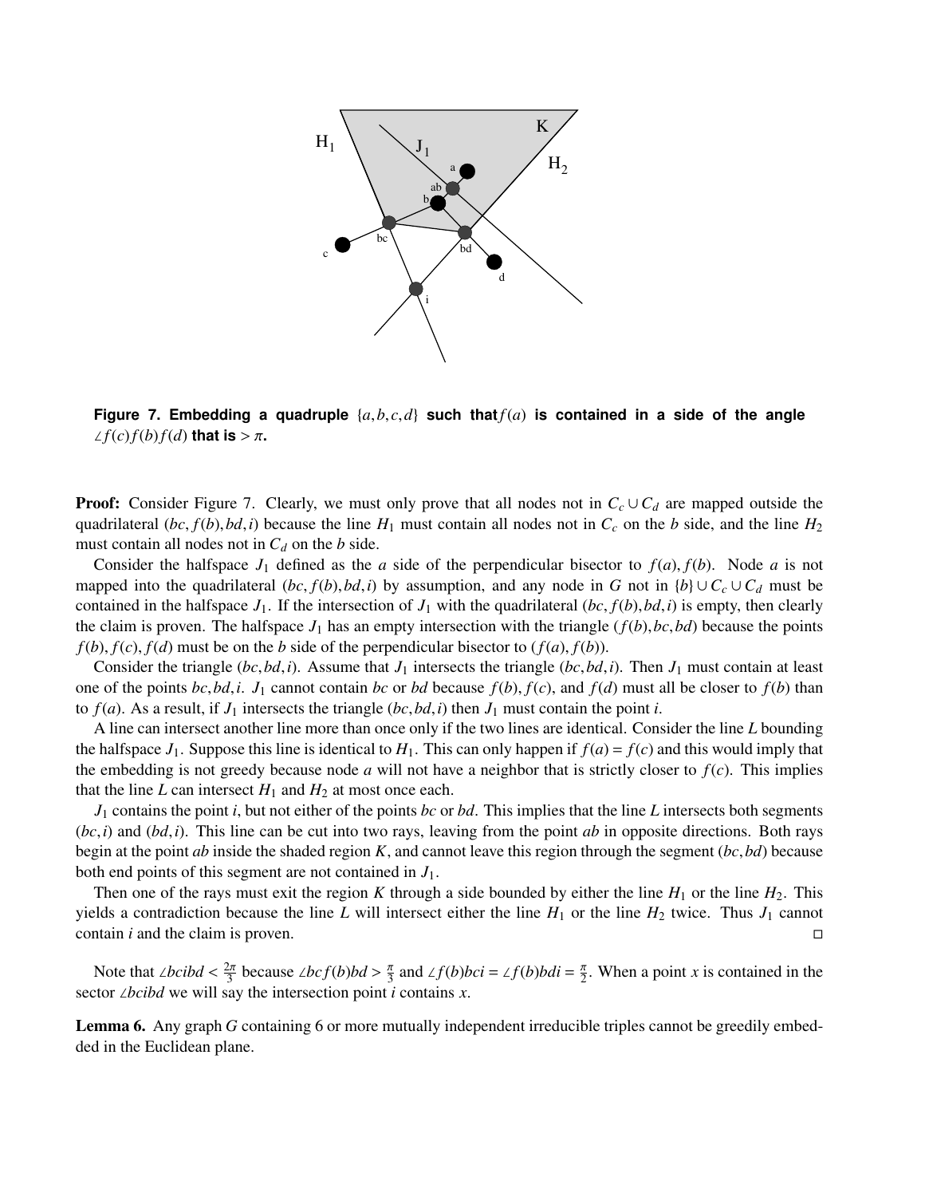**Figure 7. Embedding a quadruple $\{a,b,c,d\}$ such that $f(a)$ is contained in a side of the angle $\angle f(c)f(b)f(d)$ that is $> \pi$.**

**Proof:** Consider Figure 7. Clearly, we must only prove that all nodes not in $C_c \cup C_d$ are mapped outside the quadrilateral $(bc, f(b), bd, i)$ because the line $H_1$ must contain all nodes not in $C_c$ on the $b$ side, and the line $H_2$ must contain all nodes not in $C_d$ on the $b$ side.

Consider the halfspace $J_1$ defined as the $a$ side of the perpendicular bisector to $f(a), f(b)$. Node $a$ is not mapped into the quadrilateral $(bc, f(b), bd, i)$ by assumption, and any node in $G$ not in $\{b\} \cup C_c \cup C_d$ must be contained in the halfspace $J_1$. If the intersection of $J_1$ with the quadrilateral $(bc, f(b), bd, i)$ is empty, then clearly the claim is proven. The halfspace $J_1$ has an empty intersection with the triangle $(f(b), bc, bd)$ because the points $f(b), f(c), f(d)$ must be on the $b$ side of the perpendicular bisector to $(f(a), f(b))$.

Consider the triangle $(bc, bd, i)$. Assume that $J_1$ intersects the triangle $(bc, bd, i)$. Then $J_1$ must contain at least one of the points $bc, bd, i$. $J_1$ cannot contain $bc$ or $bd$ because $f(b)$, $f(c)$, and $f(d)$ must all be closer to $f(b)$ than to $f(a)$. As a result, if $J_1$ intersects the triangle $(bc, bd, i)$ then $J_1$ must contain the point $i$.

A line can intersect another line more than once only if the two lines are identical. Consider the line $L$ bounding the halfspace $J_1$. Suppose this line is identical to $H_1$. This can only happen if $f(a) = f(c)$ and this would imply that the embedding is not greedy because node $a$ will not have a neighbor that is strictly closer to $f(c)$. This implies that the line $L$ can intersect $H_1$ and $H_2$ at most once each.

$J_1$ contains the point $i$, but not either of the points $bc$ or $bd$. This implies that the line $L$ intersects both segments $(bc, i)$ and $(bd, i)$. This line can be cut into two rays, leaving from the point $ab$ in opposite directions. Both rays begin at the point $ab$ inside the shaded region $K$, and cannot leave this region through the segment $(bc, bd)$ because both end points of this segment are not contained in $J_1$.

Then one of the rays must exit the region $K$ through a side bounded by either the line $H_1$ or the line $H_2$. This yields a contradiction because the line $L$ will intersect either the line $H_1$ or the line $H_2$ twice. Thus $J_1$ cannot contain $i$ and the claim is proven. □

Note that $\angle bcibd < \frac{2\pi}{3}$ because $\angle bcf(b)bd > \frac{\pi}{3}$ and $\angle f(b)bci = \angle f(b)bdi = \frac{\pi}{2}$. When a point $x$ is contained in the sector $\angle bcibd$ we will say the intersection point $i$ contains $x$.

**Lemma 6.** Any graph $G$ containing 6 or more mutually independent irreducible triples cannot be greedily embedded in the Euclidean plane.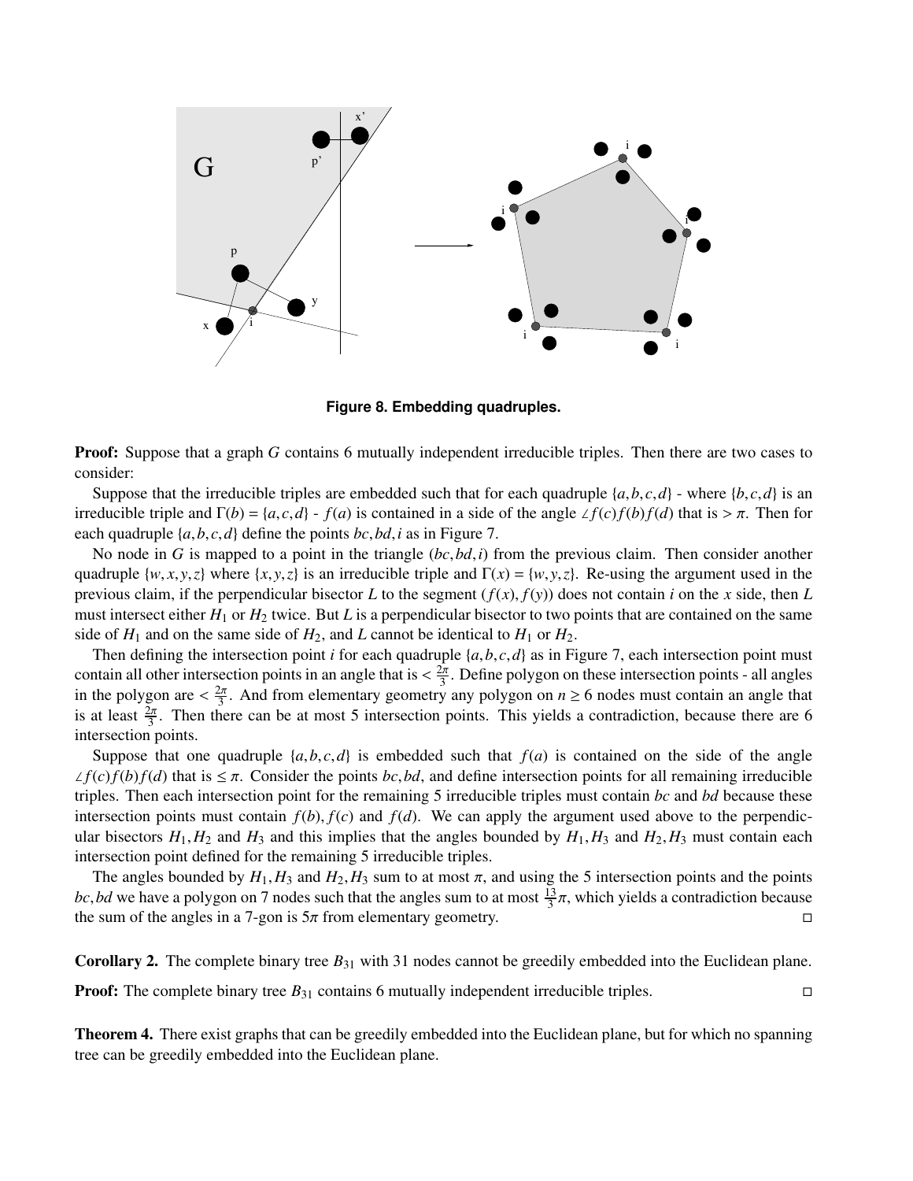**Figure 8. Embedding quadruples.**

**Proof:** Suppose that a graph $G$ contains 6 mutually independent irreducible triples. Then there are two cases to consider:

Suppose that the irreducible triples are embedded such that for each quadruple $\{a,b,c,d\}$ - where $\{b,c,d\}$ is an irreducible triple and $\Gamma(b) = \{a,c,d\}$ - $f(a)$ is contained in a side of the angle $\angle f(c)f(b)f(d)$ that is $> \pi$. Then for each quadruple $\{a,b,c,d\}$ define the points $bc, bd, i$ as in Figure 7.

No node in $G$ is mapped to a point in the triangle $(bc, bd, i)$ from the previous claim. Then consider another quadruple $\{w,x,y,z\}$ where $\{x,y,z\}$ is an irreducible triple and $\Gamma(x) = \{w,y,z\}$. Re-using the argument used in the previous claim, if the perpendicular bisector $L$ to the segment $(f(x), f(y))$ does not contain $i$ on the $x$ side, then $L$ must intersect either $H_1$ or $H_2$ twice. But $L$ is a perpendicular bisector to two points that are contained on the same side of $H_1$ and on the same side of $H_2$, and $L$ cannot be identical to $H_1$ or $H_2$.

Then defining the intersection point $i$ for each quadruple $\{a,b,c,d\}$ as in Figure 7, each intersection point must contain all other intersection points in an angle that is $< \frac{2\pi}{3}$. Define polygon on these intersection points - all angles in the polygon are $< \frac{2\pi}{3}$. And from elementary geometry any polygon on $n \geq 6$ nodes must contain an angle that is at least $\frac{2\pi}{3}$. Then there can be at most 5 intersection points. This yields a contradiction, because there are 6 intersection points.

Suppose that one quadruple $\{a,b,c,d\}$ is embedded such that $f(a)$ is contained on the side of the angle $\angle f(c)f(b)f(d)$ that is $\leq \pi$. Consider the points $bc, bd$, and define intersection points for all remaining irreducible triples. Then each intersection point for the remaining 5 irreducible triples must contain $bc$ and $bd$ because these intersection points must contain $f(b), f(c)$ and $f(d)$. We can apply the argument used above to the perpendicular bisectors $H_1, H_2$ and $H_3$ and this implies that the angles bounded by $H_1, H_3$ and $H_2, H_3$ must contain each intersection point defined for the remaining 5 irreducible triples.

The angles bounded by $H_1, H_3$ and $H_2, H_3$ sum to at most $\pi$, and using the 5 intersection points and the points $bc, bd$ we have a polygon on 7 nodes such that the angles sum to at most $\frac{13}{3}\pi$, which yields a contradiction because the sum of the angles in a 7-gon is $5\pi$ from elementary geometry. □

**Corollary 2.** The complete binary tree $B_{31}$ with 31 nodes cannot be greedily embedded into the Euclidean plane.

**Proof:** The complete binary tree $B_{31}$ contains 6 mutually independent irreducible triples. □

**Theorem 4.** There exist graphs that can be greedily embedded into the Euclidean plane, but for which no spanning tree can be greedily embedded into the Euclidean plane.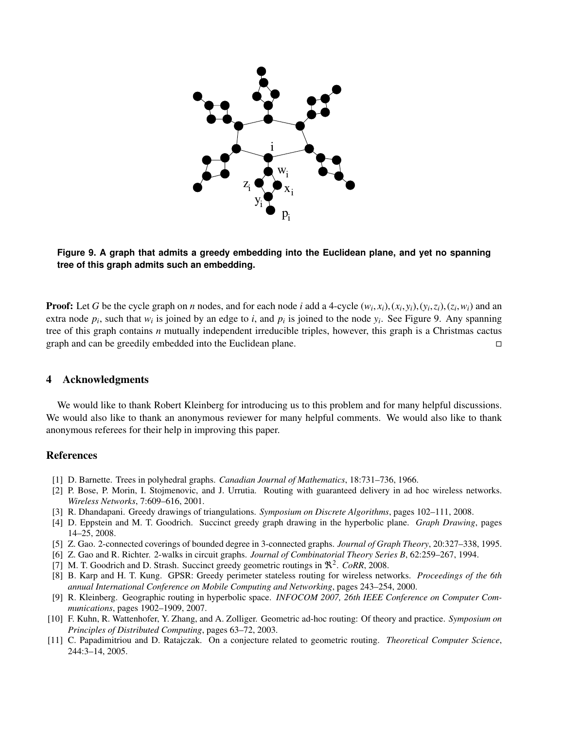**Figure 9. A graph that admits a greedy embedding into the Euclidean plane, and yet no spanning tree of this graph admits such an embedding.**

**Proof:** Let $G$ be the cycle graph on $n$ nodes, and for each node $i$ add a 4-cycle $(w_i, x_i), (x_i, y_i), (y_i, z_i), (z_i, w_i)$ and an extra node $p_i$, such that $w_i$ is joined by an edge to $i$, and $p_i$ is joined to the node $y_i$. See Figure 9. Any spanning tree of this graph contains $n$ mutually independent irreducible triples, however, this graph is a Christmas cactus graph and can be greedily embedded into the Euclidean plane. □

## 4 Acknowledgments

We would like to thank Robert Kleinberg for introducing us to this problem and for many helpful discussions. We would also like to thank an anonymous reviewer for many helpful comments. We would also like to thank anonymous referees for their help in improving this paper.

## References

[1] D. Barnette. Trees in polyhedral graphs. *Canadian Journal of Mathematics*, 18:731–736, 1966.

[2] P. Bose, P. Morin, I. Stojmenovic, and J. Urrutia. Routing with guaranteed delivery in ad hoc wireless networks. *Wireless Networks*, 7:609–616, 2001.

[3] R. Dhandapani. Greedy drawings of triangulations. *Symposium on Discrete Algorithms*, pages 102–111, 2008.

[4] D. Eppstein and M. T. Goodrich. Succinct greedy graph drawing in the hyperbolic plane. *Graph Drawing*, pages 14–25, 2008.

[5] Z. Gao. 2-connected coverings of bounded degree in 3-connected graphs. *Journal of Graph Theory*, 20:327–338, 1995.

[6] Z. Gao and R. Richter. 2-walks in circuit graphs. *Journal of Combinatorial Theory Series B*, 62:259–267, 1994.

[7] M. T. Goodrich and D. Strash. Succinct greedy geometric routings in $\Re^2$. *CoRR*, 2008.

[8] B. Karp and H. T. Kung. GPSR: Greedy perimeter stateless routing for wireless networks. *Proceedings of the 6th annual International Conference on Mobile Computing and Networking*, pages 243–254, 2000.

[9] R. Kleinberg. Geographic routing in hyperbolic space. *INFOCOM 2007, 26th IEEE Conference on Computer Communications*, pages 1902–1909, 2007.

[10] F. Kuhn, R. Wattenhofer, Y. Zhang, and A. Zolliger. Geometric ad-hoc routing: Of theory and practice. *Symposium on Principles of Distributed Computing*, pages 63–72, 2003.

[11] C. Papadimitriou and D. Ratajczak. On a conjecture related to geometric routing. *Theoretical Computer Science*, 244:3–14, 2005.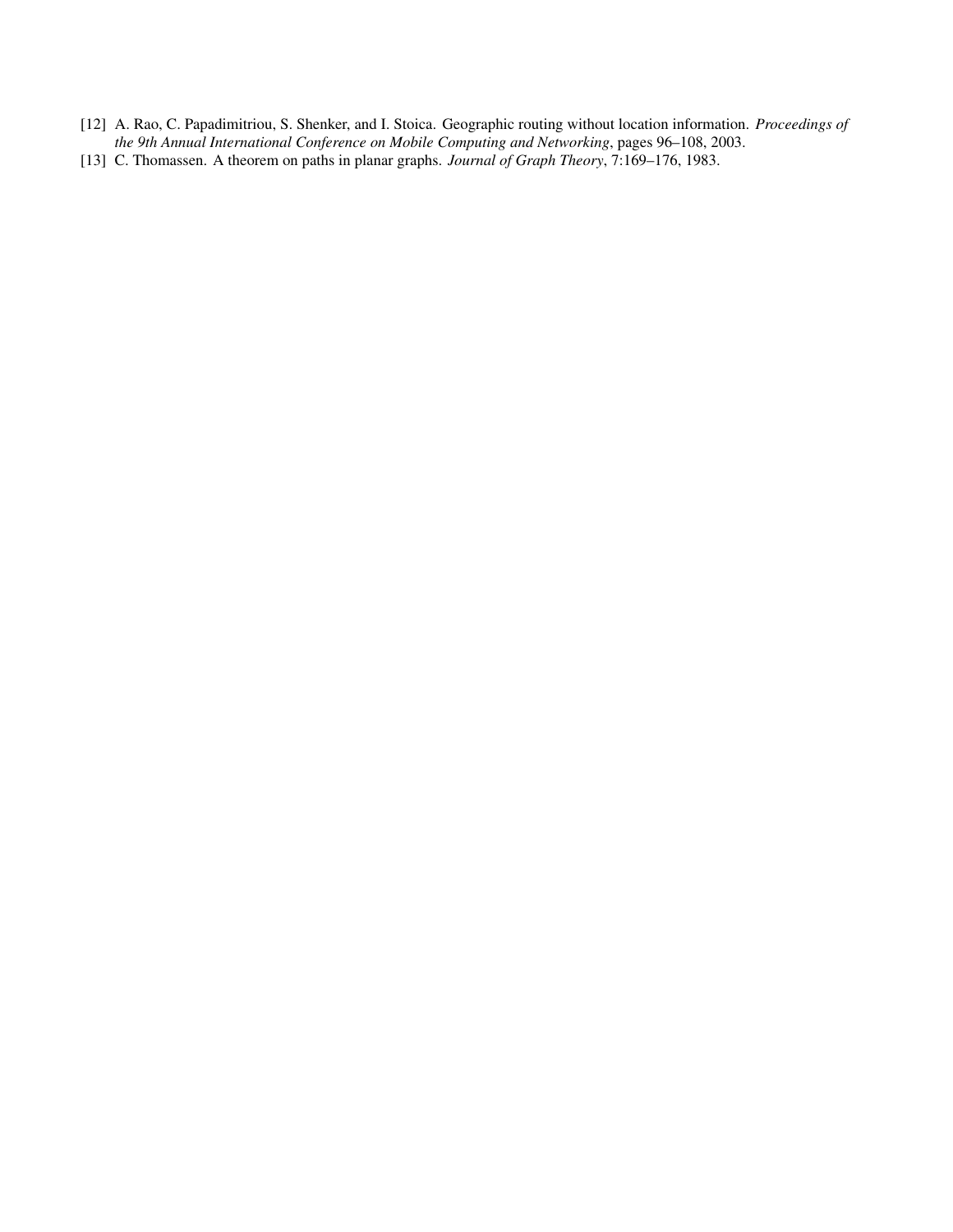[12] A. Rao, C. Papadimitriou, S. Shenker, and I. Stoica. Geographic routing without location information. *Proceedings of the 9th Annual International Conference on Mobile Computing and Networking*, pages 96–108, 2003.

[13] C. Thomassen. A theorem on paths in planar graphs. *Journal of Graph Theory*, 7:169–176, 1983.